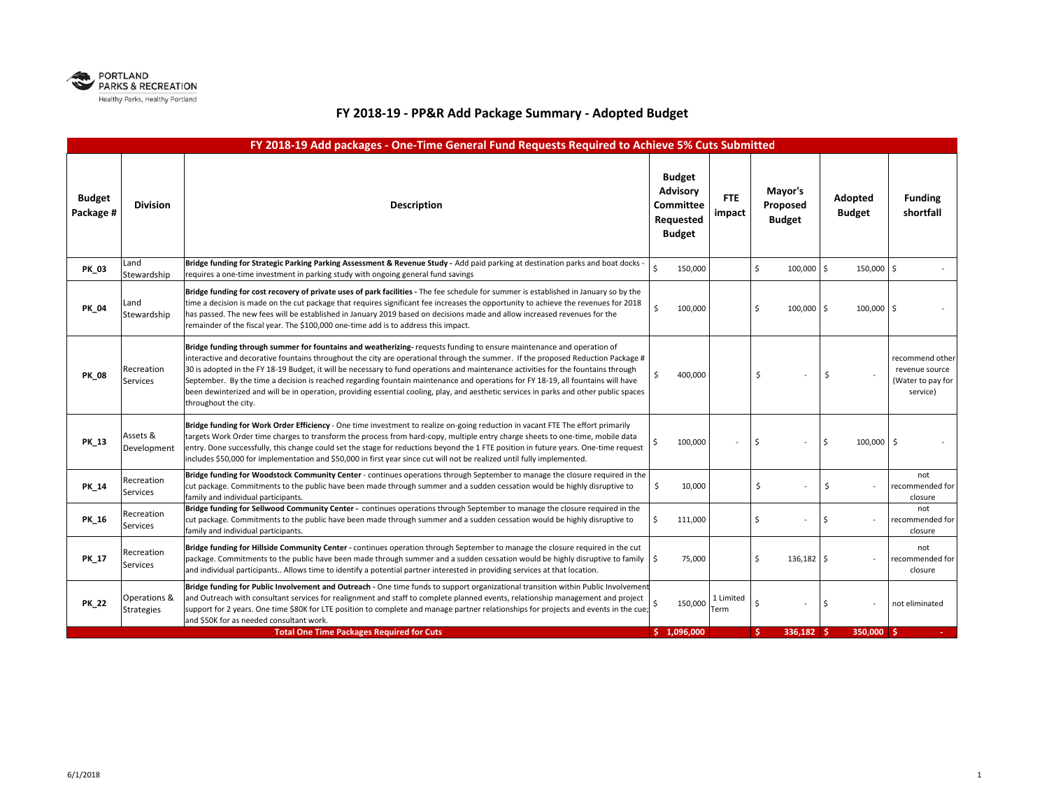PORTLAND PARKS & RECREATION
Healthy Parks, Healthy Portland

# FY 2018-19 - PP&R Add Package Summary - Adopted Budget

| FY 2018-19 Add packages - One-Time General Fund Requests Required to Achieve 5% Cuts Submitted | | | | | | | |
|---|---|---|---|---|---|---|---|
| **Budget Package #** | **Division** | **Description** | **Budget Advisory Committee Requested Budget** | **FTE impact** | **Mayor's Proposed Budget** | **Adopted Budget** | **Funding shortfall** |
| **PK_03** | Land Stewardship | **Bridge funding for Strategic Parking Parking Assessment & Revenue Study -** Add paid parking at destination parks and boat docks - requires a one-time investment in parking study with ongoing general fund savings | $ 150,000 | | $ 100,000 | $ 150,000 | $ - |
| **PK_04** | Land Stewardship | **Bridge funding for cost recovery of private uses of park facilities -** The fee schedule for summer is established in January so by the time a decision is made on the cut package that requires significant fee increases the opportunity to achieve the revenues for 2018 has passed. The new fees will be established in January 2019 based on decisions made and allow increased revenues for the remainder of the fiscal year. The $100,000 one-time add is to address this impact. | $ 100,000 | | $ 100,000 | $ 100,000 | $ - |
| **PK_08** | Recreation Services | **Bridge funding through summer for fountains and weatherizing-** requests funding to ensure maintenance and operation of interactive and decorative fountains throughout the city are operational through the summer. If the proposed Reduction Package # 30 is adopted in the FY 18-19 Budget, it will be necessary to fund operations and maintenance activities for the fountains through September. By the time a decision is reached regarding fountain maintenance and operations for FY 18-19, all fountains will have been dewinterized and will be in operation, providing essential cooling, play, and aesthetic services in parks and other public spaces throughout the city. | $ 400,000 | | $ - | $ - | recommend other revenue source (Water to pay for service) |
| **PK_13** | Assets & Development | **Bridge funding for Work Order Efficiency** - One time investment to realize on-going reduction in vacant FTE The effort primarily targets Work Order time charges to transform the process from hard-copy, multiple entry charge sheets to one-time, mobile data entry. Done successfully, this change could set the stage for reductions beyond the 1 FTE position in future years. One-time request includes $50,000 for implementation and $50,000 in first year since cut will not be realized until fully implemented. | $ 100,000 | - | $ - | $ 100,000 | $ - |
| **PK_14** | Recreation Services | **Bridge funding for Woodstock Community Center** - continues operations through September to manage the closure required in the cut package. Commitments to the public have been made through summer and a sudden cessation would be highly disruptive to family and individual participants. | $ 10,000 | | $ - | $ - | not recommended for closure |
| **PK_16** | Recreation Services | **Bridge funding for Sellwood Community Center -** continues operations through September to manage the closure required in the cut package. Commitments to the public have been made through summer and a sudden cessation would be highly disruptive to family and individual participants. | $ 111,000 | | $ - | $ - | not recommended for closure |
| **PK_17** | Recreation Services | **Bridge funding for Hillside Community Center -** continues operation through September to manage the closure required in the cut package. Commitments to the public have been made through summer and a sudden cessation would be highly disruptive to family and individual participants.. Allows time to identify a potential partner interested in providing services at that location. | $ 75,000 | | $ 136,182 | $ - | not recommended for closure |
| **PK_22** | Operations & Strategies | **Bridge funding for Public Involvement and Outreach -** One time funds to support organizational transition within Public Involvement and Outreach with consultant services for realignment and staff to complete planned events, relationship management and project support for 2 years. One time $80K for LTE position to complete and manage partner relationships for projects and events in the cue; and $50K for as needed consultant work. | $ 150,000 | 1 Limited Term | $ - | $ - | not eliminated |
| | | **Total One Time Packages Required for Cuts** | **$ 1,096,000** | | **$ 336,182** | **$ 350,000** | **$ -** |

6/1/2018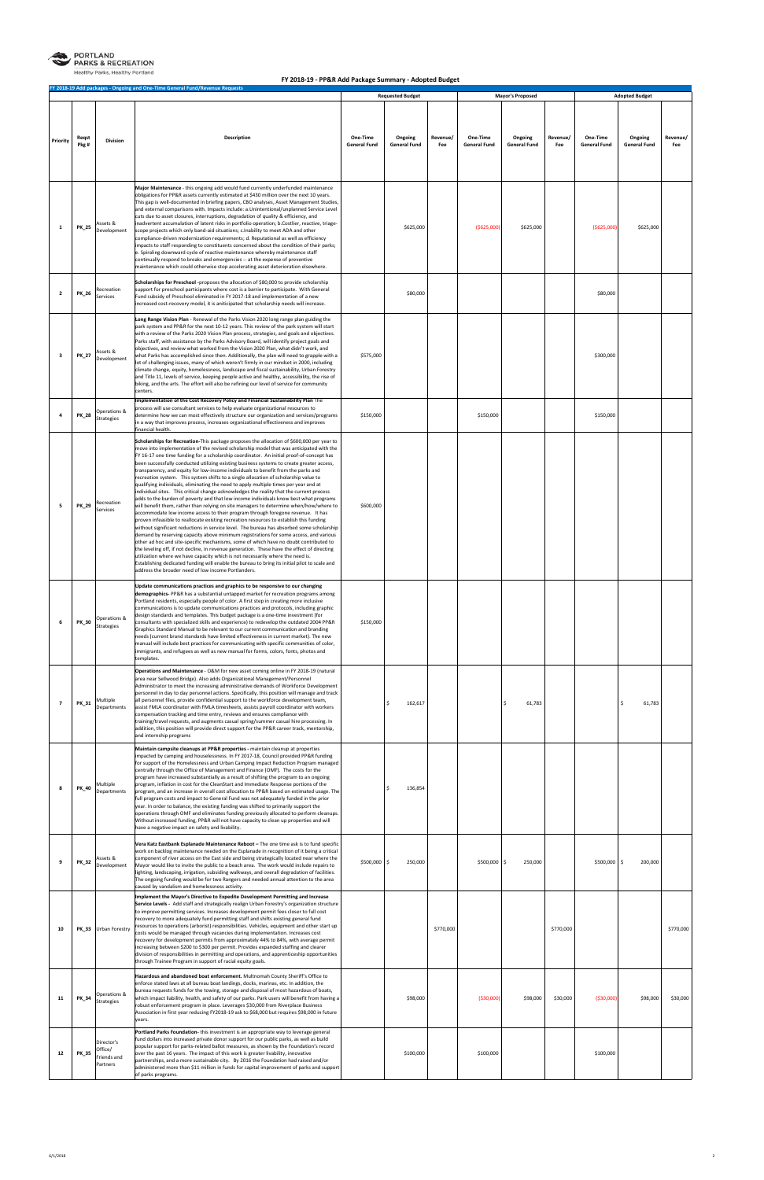PORTLAND PARKS & RECREATION
Healthy Parks, Healthy Portland

# FY 2018-19 - PP&R Add Package Summary - Adopted Budget

| FY 2018-19 Add packages - Ongoing and One-Time General Fund/Revenue Requests | | | | Requested Budget | | | Mayor's Proposed | | | Adopted Budget | | |
|---|---|---|---|---|---|---|---|---|---|---|---|---|
| Priority | Reqst Pkg # | Division | Description | One-Time General Fund | Ongoing General Fund | Revenue/ Fee | One-Time General Fund | Ongoing General Fund | Revenue/ Fee | One-Time General Fund | Ongoing General Fund | Revenue/ Fee |
| 1 | PK_25 | Assets & Development | **Major Maintenance** - this ongoing add would fund currently underfunded maintenance obligations for PP&R assets currently estimated at $430 million over the next 10 years. This gap is well-documented in briefing papers, CBO analyses, Asset Management Studies, and external comparisons with. Impacts include: a.Unintentional/unplanned Service Level cuts due to asset closures, interruptions, degradation of quality & efficiency, and inadvertent accumulation of latent risks in portfolio operation; b.Costlier, reactive, triage-scope projects which only band-aid situations; c.Inability to meet ADA and other compliance-driven modernization requirements; d. Reputational as well as efficiency impacts to staff responding to constituents concerned about the condition of their parks; e. Spiraling downward cycle of reactive maintenance whereby maintenance staff continually respond to breaks and emergencies -- at the expense of preventive maintenance which could otherwise stop accelerating asset deterioration elsewhere. | | $625,000 | | ($625,000) | $625,000 | | ($625,000) | $625,000 | |
| 2 | PK_26 | Recreation Services | **Scholarships for Preschool** -proposes the allocation of $80,000 to provide scholarship support for preschool participants where cost is a barrier to participate. With General Fund subsidy of Preschool eliminated in FY 2017-18 and implementation of a new increased cost-recovery model, it is aniticipated that scholarship needs will increase. | | $80,000 | | | | | | $80,000 | |
| 3 | PK_27 | Assets & Development | **Long Range Vision Plan** - Renewal of the Parks Vision 2020 long range plan guiding the park system and PP&R for the next 10-12 years. This review of the park system will start with a review of the Parks 2020 Vision Plan process, strategies, and goals and objectives. Parks staff, with assistance by the Parks Advisory Board, will identify project goals and objectives, and review what worked from the Vision 2020 Plan, what didn't work, and what Parks has accomplished since then. Additionally, the plan will need to grapple with a lot of challenging issues, many of which weren't firmly in our mindset in 2000, including climate change, equity, homelessness, landscape and fiscal sustainability, Urban Forestry and Title 11, levels of service, keeping people active and healthy, accessibility, the rise of biking, and the arts. The effort will also be refining our level of service for community centers. | $575,000 | | | | | | $300,000 | | |
| 4 | PK_28 | Operations & Strategies | **Implementation of the Cost Recovery Policy and Financial Sustainability Plan** The process will use consultant services to help evaluate organizational resources to determine how we can most effectively structure our organization and services/programs in a way that improves process, increases organizational effectiveness and improves financial health. | $150,000 | | | $150,000 | | | $150,000 | | |
| 5 | PK_29 | Recreation Services | **Scholarships for Recreation**-This package proposes the allocation of $600,000 per year to move into implementation of the revised scholarship model that was anticipated with the FY 16-17 one time funding for a scholarship coordinator. An initial proof-of-concept has been successfully conducted utilizing existing business systems to create greater access, transparency, and equity for low-income individuals to benefit from the parks and recreation system. This system shifts to a single allocation of scholarship value to qualifying individuals, eliminating the need to apply multiple times per year and at individual sites. This critical change acknowledges the reality that the current process adds to the burden of poverty and that low income individuals know best what programs will benefit them, rather than relying on site managers to determine when/how/where to accommodate low income access to their program through foregone revenue. It has proven infeasible to reallocate existing recreation resources to establish this funding without significant reductions in service level. The bureau has absorbed some scholarship demand by reserving capacity above minimum registrations for some access, and various other ad hoc and site-specific mechanisms, some of which have no doubt contributed to the leveling off, if not decline, in revenue generation. These have the effect of directing utilization where we have capacity which is not necessarily where the need is. Establishing dedicated funding will enable the bureau to bring its initial pilot to scale and address the broader need of low income Portlanders. | $600,000 | | | | | | | | |
| 6 | PK_30 | Operations & Strategies | **Update communications practices and graphics to be responsive to our changing demographics**- PP&R has a substantial untapped market for recreation programs among Portland residents, especially people of color. A first step in creating more inclusive communications is to update communications practices and protocols, including graphic design standards and templates. This budget package is a one-time investment (for consultants with specialized skills and experience) to redevelop the outdated 2004 PP&R Graphics Standard Manual to be relevant to our current communication and branding needs (current brand standards have limited effectiveness in current market). The new manual will include best practices for communicating with specific communities of color, immigrants, and refugees as well as new manual for forms, colors, fonts, photos and templates. | $150,000 | | | | | | | | |
| 7 | PK_31 | Multiple Departments | **Operations and Maintenance** - O&M for new asset coming online in FY 2018-19 (natural area near Sellwood Bridge). Also adds Organizational Management/Personnel Administrator to meet the increasing administrative demands of Workforce Development personnel in day to day personnel actions. Specifically, this position will manage and track all personnel files, provide confidential support to the workforce development team, assist FMLA coordinator with FMLA timesheets, assists payroll coordinator with workers compensation tracking and time entry, reviews and ensures compliance with training/travel requests, and augments casual spring/summer casual hire processing. In addition, this position will provide direct support for the PP&R career track, mentorship, and internship programs | | $ 162,617 | | | $ 61,783 | | | $ 61,783 | |
| 8 | PK_40 | Multiple Departments | **Maintain campsite cleanups at PP&R properties** - maintain cleanup at properties impacted by camping and houselessness. In FY 2017-18, Council provided PP&R funding for support of the Homelessness and Urban Camping Impact Reduction Program managed centrally through the Office of Management and Finance (OMF). The costs for the program have increased substantially as a result of shifting the program to an ongoing program, inflation in cost for the CleanStart and Immediate Response portions of the program, and an increase in overall cost allocation to PP&R based on estimated usage. The full program costs and impact to General Fund was not adequately funded in the prior year. In order to balance, the existing funding was shifted to primarily support the operations through OMF and eliminates funding previously allocated to perform cleanups. Without increased funding, PP&R will not have capacity to clean up properties and will have a negative impact on safety and livability. | | $ 136,854 | | | | | | | |
| 9 | PK_32 | Assets & Development | **Vera Katz Eastbank Esplanade Maintenance Reboot** – The one time ask is to fund specific work on backlog maintenance needed on the Esplanade in recognition of it being a critical component of river access on the East side and being strategically located near where the Mayor would like to invite the public to have a beach area. The work would include repairs to lighting, landscaping, irrigation, subsiding walkways, and overall degradation of facilities. The ongoing funding would be for two Rangers and needed annual attention to the area caused by vandalism and homelessness activity. | $500,000 | $ 250,000 | | $500,000 | $ 250,000 | | $500,000 | $ 200,000 | |
| 10 | PK_33 | Urban Forestry | **Implement the Mayor's Directive to Expedite Development Permitting and Increase Service Levels** - Add staff and strategically realign Urban Forestry's organization structure to improve permitting services. Increases development permit fees closer to full cost recovery to more adequately fund permitting staff and shifts existing general fund resources to operations (arborist) responsibilities. Vehicles, equipment and other start up costs would be managed through vacancies during implementation. Increases cost recovery for development permits from approximately 44% to 84%, with average permit increasing between $200 to $300 per permit. Provides expanded staffing and clearer division of responsibilities in permitting and operations, and apprenticeship opportunities through Trainee Program in support of racial equity goals. | | | $770,000 | | | $770,000 | | | $770,000 |
| 11 | PK_34 | Operations & Strategies | **Hazardous and abandoned boat enforcement.** Multnomah County Sheriff's Office to enforce stated laws at all bureau boat landings, docks, marinas, etc. In addition, the bureau requests funds for the towing, storage and disposal of most hazardous of boats, which impact liability, health, and safety of our parks. Park users will benefit from having a robust enforcement program in place. Leverages $30,000 from Riverplace Business Association in first year reducing FY2018-19 ask to $68,000 but requires $98,000 in future years. | | $98,000 | | ($30,000) | $98,000 | $30,000 | ($30,000) | $98,000 | $30,000 |
| 12 | PK_35 | Director's Office/ Friends and Partners | **Portland Parks Foundation**- this investment is an appropriate way to leverage general fund dollars into increased private donor support for our public parks, as well as build popular support for parks-related ballot measures, as shown by the Foundation's record over the past 16 years. The impact of this work is greater livability, innovative partnerships, and a more sustainable city. By 2016 the Foundation had raised and/or administered more than $11 million in funds for capital improvement of parks and support of parks programs. | | $100,000 | | $100,000 | | | $100,000 | | |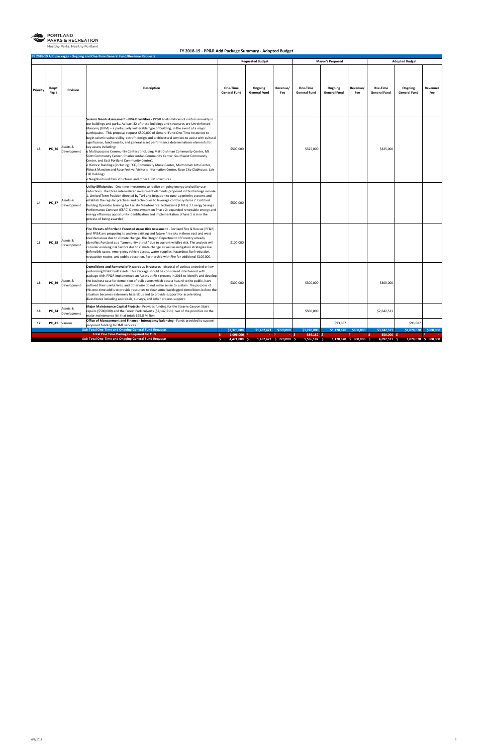PORTLAND PARKS & RECREATION
Healthy Parks, Healthy Portland

# FY 2018-19 - PP&R Add Package Summary - Adopted Budget

**FY 2018-19 Add packages - Ongoing and One-Time General Fund/Revenue Requests**

| | | | | Requested Budget | | | Mayor's Proposed | | | Adopted Budget | | |
|---|---|---|---|---|---|---|---|---|---|---|---|---|
| **Priority** | **Reqst Pkg #** | **Division** | **Description** | **One-Time General Fund** | **Ongoing General Fund** | **Revenue/ Fee** | **One-Time General Fund** | **Ongoing General Fund** | **Revenue/ Fee** | **One-Time General Fund** | **Ongoing General Fund** | **Revenue/ Fee** |
| 13 | PK_36 | Assets & Development | **Seismic Needs Assessment - PP&R Facilities -** PP&R hosts millions of visitors annually in our buildings and parks. At least 32 of these buildings and structures are Unreinforced Masonry (URM) – a particularly vulnerable type of building, in the event of a major earthquake. This proposal request $500,000 of General Fund One-Time resources to begin seismic vulnerability, retrofit design and architectural services to assist with cultural significance, functionality, and general asset performance determinations elements for key assets including:<br>o Multi purpose Community Centers (including Matt Dishman Community Center, Mt Scott Community Center, Charles Jordan Community Center, Southwest Community Center, and East Portland Community Center).<br>o Historic Buildings (including IFCC, Community Music Center, Multnomah Arts Center, Pittock Mansion and Rose Festival Visitor's Information Center, Rose City Clubhouse, Lair Hill Building).<br>o Neighborhood Park structures and other URM structures | $500,000 | | | $325,000 | | | $325,000 | | |
| 14 | PK_37 | Assets & Development | **Utility Efficiencies** - One time investment to realize on-going energy and utility use reductions. The three inter-related investment elements proposed in this Package include: 1. Limited Term Position directed by Turf and Irrigation to tune-up priority systems and establish the regular practices and techniques to leverage control systems 2. Certified Building Operator training for Facility Maintenance Technicians (FMTs) 3. Energy Savings Performance Contract (ESPC) Downpayment on Phase 2: expanded renewable energy and energy efficiency opportunity identification and implementation (Phase 1 is in in the process of being awarded) | $500,000 | | | | | | | | |
| 15 | PK_38 | Assets & Development | **Fire Threats of Portland Forested Areas Risk Assesment** - Portland Fire & Rescue (PF&R) and PP&R are proposing to analyze existing and future fire risks in these east and west forested areas due to climate change. The Oregon Department of Forestry already identifies Portland as a "community at risk" due to current wildfire risk. The analysis will consider evolving risk factors due to climate change as well as mitigation strategies like defensible space, emergency vehicle access, water supplies, hazardous fuel reduction, evacuation routes, and public education. Partnership with Fire for additional $100,000. | $100,000 | | | | | | | | |
| 16 | PK_39 | Assets & Development | **Demolitions and Removal of Hazardous Structures** - disposal of various uneeded or low performing PP&R built assets. This Package should be considered intertwined with package AA9. PP&R implemented an Assets at Risk process in 2016 to identify and develop the business case for demolition of built assets which pose a hazard to the public, have outlived their useful lives, and otherwise do not make sense to sustain. The purpose of this one-time add is to provide resources to clear some backlogged demolitions before the situation becomes extremely hazardous and to provide support for accelerating divestitures including appraisals, surveys, and other process support. | $300,000 | | | $300,000 | | | $300,000 | | |
| 18 | PK_24 | Assets & Development | **Major Maintenance Captial Projects -** Provides funding for the Stearns Canyon Stairs repairs ($500,000) and the Forest Park culverts ($2,142,511), two of the priorities on the major maintenance list that totals $29.8 Million. | | | | $500,000 | | | $2,642,511 | | |
| 17 | PK_41 | Various | **Office of Management and Finance - Interagency balancing -** Funds provided to support proposed funding for OMF services | | | | | $93,887 | | | $93,887 | |
| | | | **Sub-Total One-Time and Ongoing General Fund Requests** | $3,375,000 | $1,452,471 | $770,000 | $1,220,000 | $1,128,670 | $800,000 | $3,742,511 | $1,078,670 | $800,000 |
| | | | **Total One Time Packages Required for Cuts** | $ 1,096,000 | $ - | $ - | $ 336,182 | $ - | $ - | $ 350,000 | $ - | $ - |
| | | | **Sub-Total One-Time and Ongoing General Fund Requests** | $ 4,471,000 | $ 1,452,471 | $ 770,000 | $ 1,556,182 | $ 1,128,670 | $ 800,000 | $ 4,092,511 | $ 1,078,670 | $ 800,000 |

6/1/2018